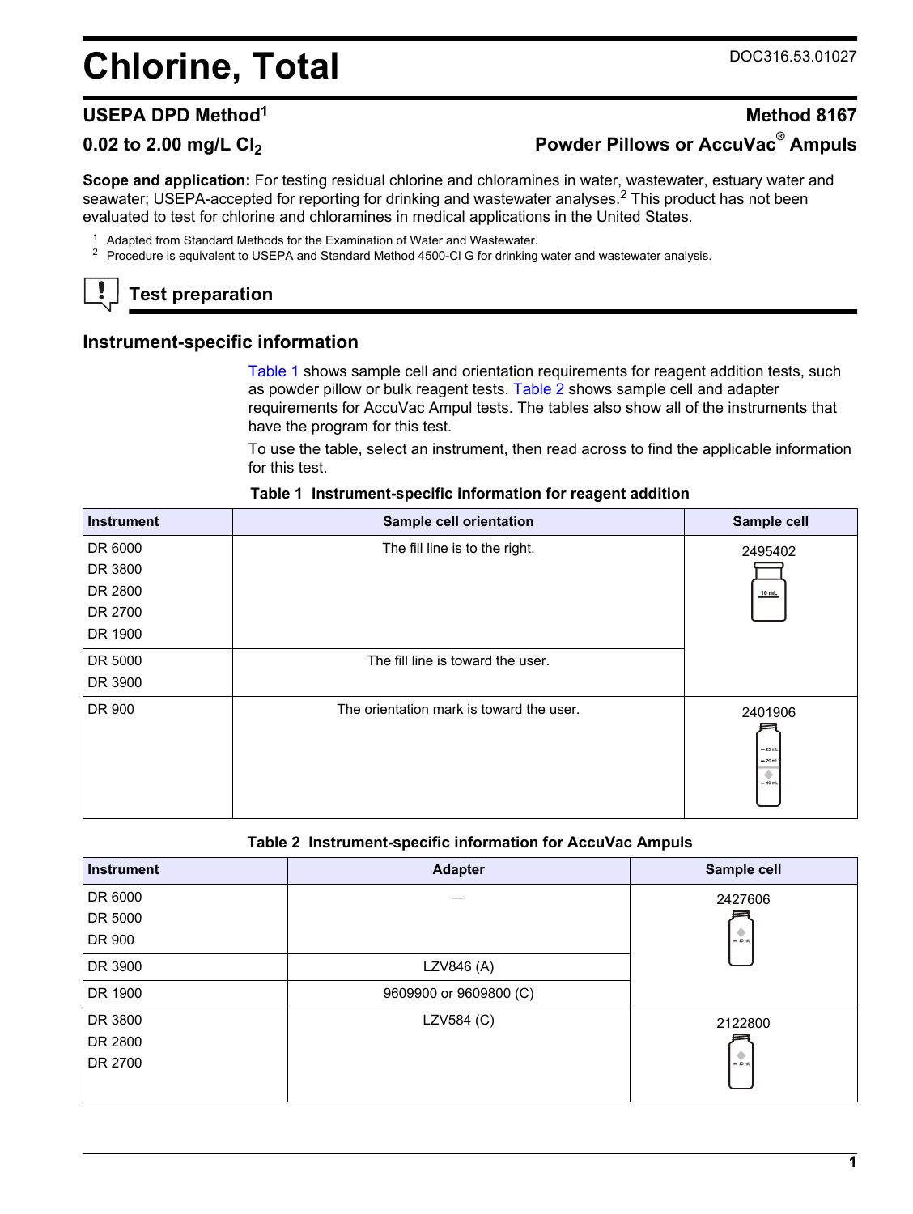# Chlorine, Total

DOC316.53.01027

## USEPA DPD Method[1] — Method 8167

## 0.02 to 2.00 mg/L $Cl_2$ — Powder Pillows or AccuVac® Ampuls

**Scope and application:** For testing residual chlorine and chloramines in water, wastewater, estuary water and seawater; USEPA-accepted for reporting for drinking and wastewater analyses.[2] This product has not been evaluated to test for chlorine and chloramines in medical applications in the United States.

[1] Adapted from Standard Methods for the Examination of Water and Wastewater.

[2] Procedure is equivalent to USEPA and Standard Method 4500-Cl G for drinking water and wastewater analysis.

## Test preparation

### Instrument-specific information

Table 1 shows sample cell and orientation requirements for reagent addition tests, such as powder pillow or bulk reagent tests. Table 2 shows sample cell and adapter requirements for AccuVac Ampul tests. The tables also show all of the instruments that have the program for this test.

To use the table, select an instrument, then read across to find the applicable information for this test.

**Table 1 Instrument-specific information for reagent addition**

| Instrument | Sample cell orientation | Sample cell |
|---|---|---|
| DR 6000<br>DR 3800<br>DR 2800<br>DR 2700<br>DR 1900 | The fill line is to the right. | 2495402 |
| DR 5000<br>DR 3900 | The fill line is toward the user. | 2495402 |
| DR 900 | The orientation mark is toward the user. | 2401906 |

**Table 2 Instrument-specific information for AccuVac Ampuls**

| Instrument | Adapter | Sample cell |
|---|---|---|
| DR 6000<br>DR 5000<br>DR 900 | — | 2427606 |
| DR 3900 | LZV846 (A) | 2427606 |
| DR 1900 | 9609900 or 9609800 (C) | 2427606 |
| DR 3800<br>DR 2800<br>DR 2700 | LZV584 (C) | 2122800 |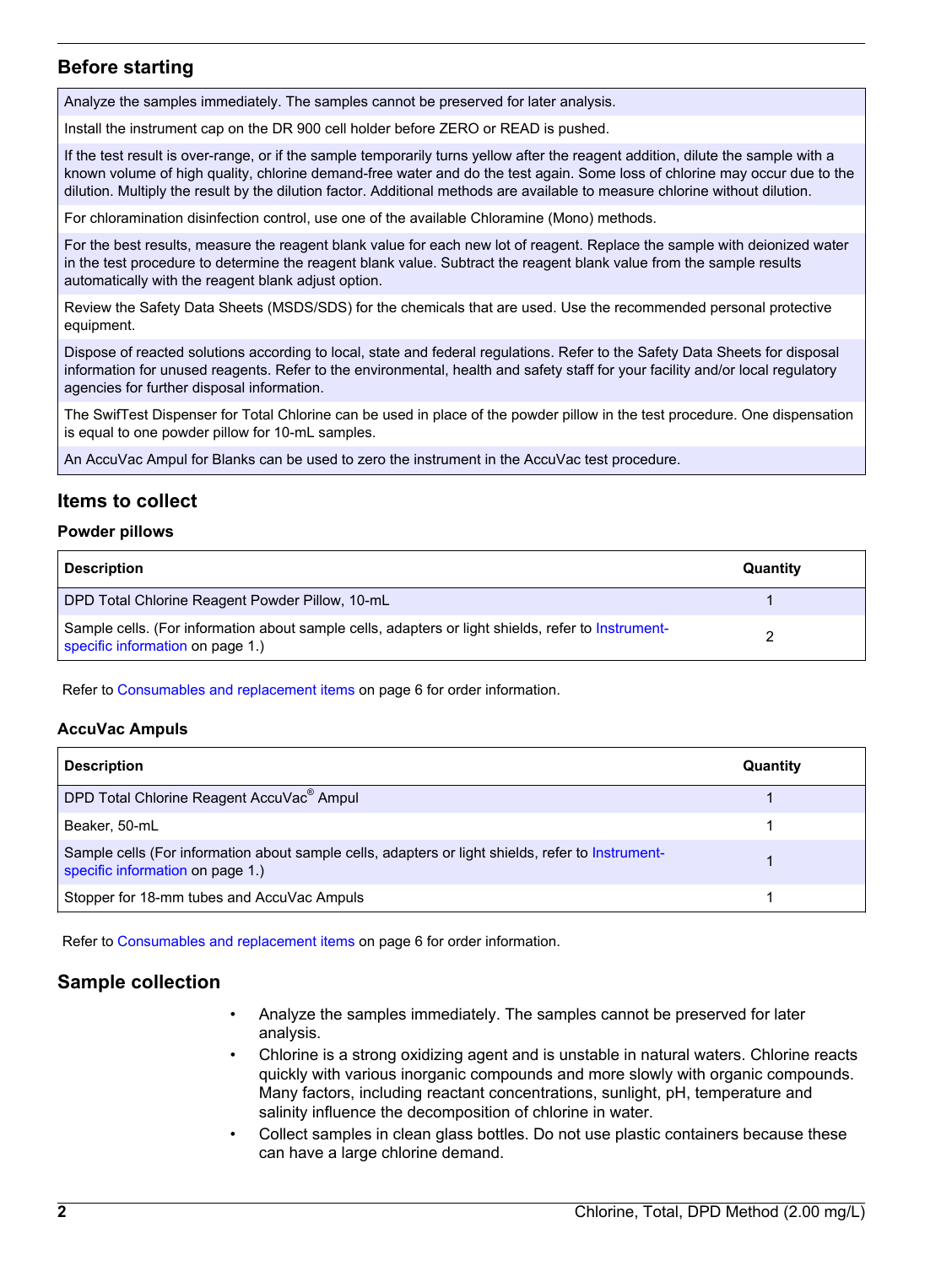## Before starting

| |
|---|
| Analyze the samples immediately. The samples cannot be preserved for later analysis. |
| Install the instrument cap on the DR 900 cell holder before ZERO or READ is pushed. |
| If the test result is over-range, or if the sample temporarily turns yellow after the reagent addition, dilute the sample with a known volume of high quality, chlorine demand-free water and do the test again. Some loss of chlorine may occur due to the dilution. Multiply the result by the dilution factor. Additional methods are available to measure chlorine without dilution. |
| For chloramination disinfection control, use one of the available Chloramine (Mono) methods. |
| For the best results, measure the reagent blank value for each new lot of reagent. Replace the sample with deionized water in the test procedure to determine the reagent blank value. Subtract the reagent blank value from the sample results automatically with the reagent blank adjust option. |
| Review the Safety Data Sheets (MSDS/SDS) for the chemicals that are used. Use the recommended personal protective equipment. |
| Dispose of reacted solutions according to local, state and federal regulations. Refer to the Safety Data Sheets for disposal information for unused reagents. Refer to the environmental, health and safety staff for your facility and/or local regulatory agencies for further disposal information. |
| The SwifTest Dispenser for Total Chlorine can be used in place of the powder pillow in the test procedure. One dispensation is equal to one powder pillow for 10-mL samples. |
| An AccuVac Ampul for Blanks can be used to zero the instrument in the AccuVac test procedure. |

## Items to collect

### Powder pillows

| Description | Quantity |
|---|---|
| DPD Total Chlorine Reagent Powder Pillow, 10-mL | 1 |
| Sample cells. (For information about sample cells, adapters or light shields, refer to Instrument-specific information on page 1.) | 2 |

Refer to Consumables and replacement items on page 6 for order information.

### AccuVac Ampuls

| Description | Quantity |
|---|---|
| DPD Total Chlorine Reagent AccuVac® Ampul | 1 |
| Beaker, 50-mL | 1 |
| Sample cells (For information about sample cells, adapters or light shields, refer to Instrument-specific information on page 1.) | 1 |
| Stopper for 18-mm tubes and AccuVac Ampuls | 1 |

Refer to Consumables and replacement items on page 6 for order information.

## Sample collection

- Analyze the samples immediately. The samples cannot be preserved for later analysis.
- Chlorine is a strong oxidizing agent and is unstable in natural waters. Chlorine reacts quickly with various inorganic compounds and more slowly with organic compounds. Many factors, including reactant concentrations, sunlight, pH, temperature and salinity influence the decomposition of chlorine in water.
- Collect samples in clean glass bottles. Do not use plastic containers because these can have a large chlorine demand.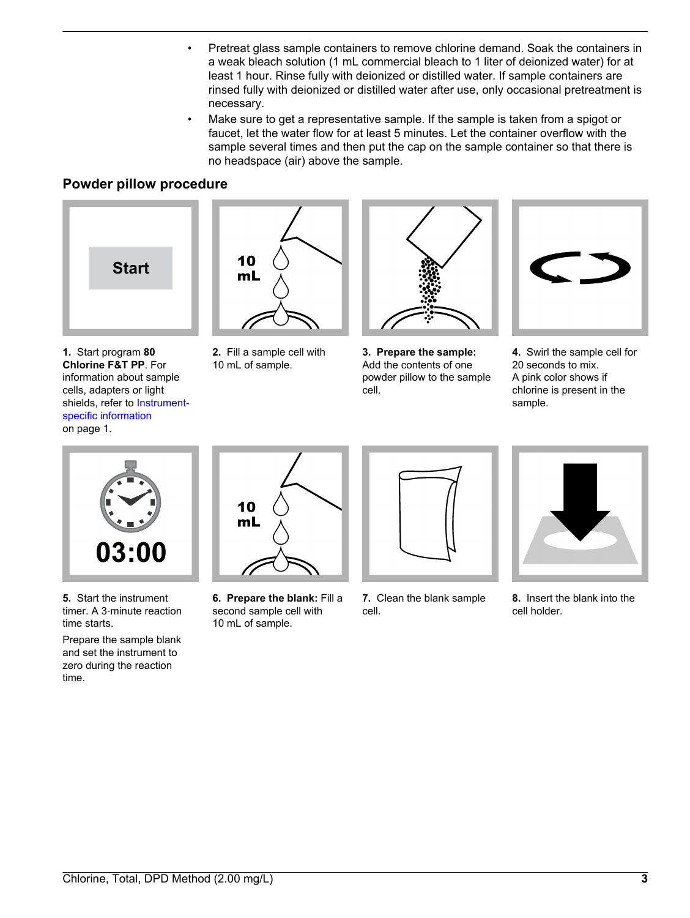- Pretreat glass sample containers to remove chlorine demand. Soak the containers in a weak bleach solution (1 mL commercial bleach to 1 liter of deionized water) for at least 1 hour. Rinse fully with deionized or distilled water. If sample containers are rinsed fully with deionized or distilled water after use, only occasional pretreatment is necessary.
- Make sure to get a representative sample. If the sample is taken from a spigot or faucet, let the water flow for at least 5 minutes. Let the container overflow with the sample several times and then put the cap on the sample container so that there is no headspace (air) above the sample.

## Powder pillow procedure

**1.** Start program **80 Chlorine F&T PP**. For information about sample cells, adapters or light shields, refer to Instrument-specific information on page 1.

**2.** Fill a sample cell with 10 mL of sample.

**3.** **Prepare the sample:** Add the contents of one powder pillow to the sample cell.

**4.** Swirl the sample cell for 20 seconds to mix. A pink color shows if chlorine is present in the sample.

**5.** Start the instrument timer. A 3-minute reaction time starts.

Prepare the sample blank and set the instrument to zero during the reaction time.

**6.** **Prepare the blank:** Fill a second sample cell with 10 mL of sample.

**7.** Clean the blank sample cell.

**8.** Insert the blank into the cell holder.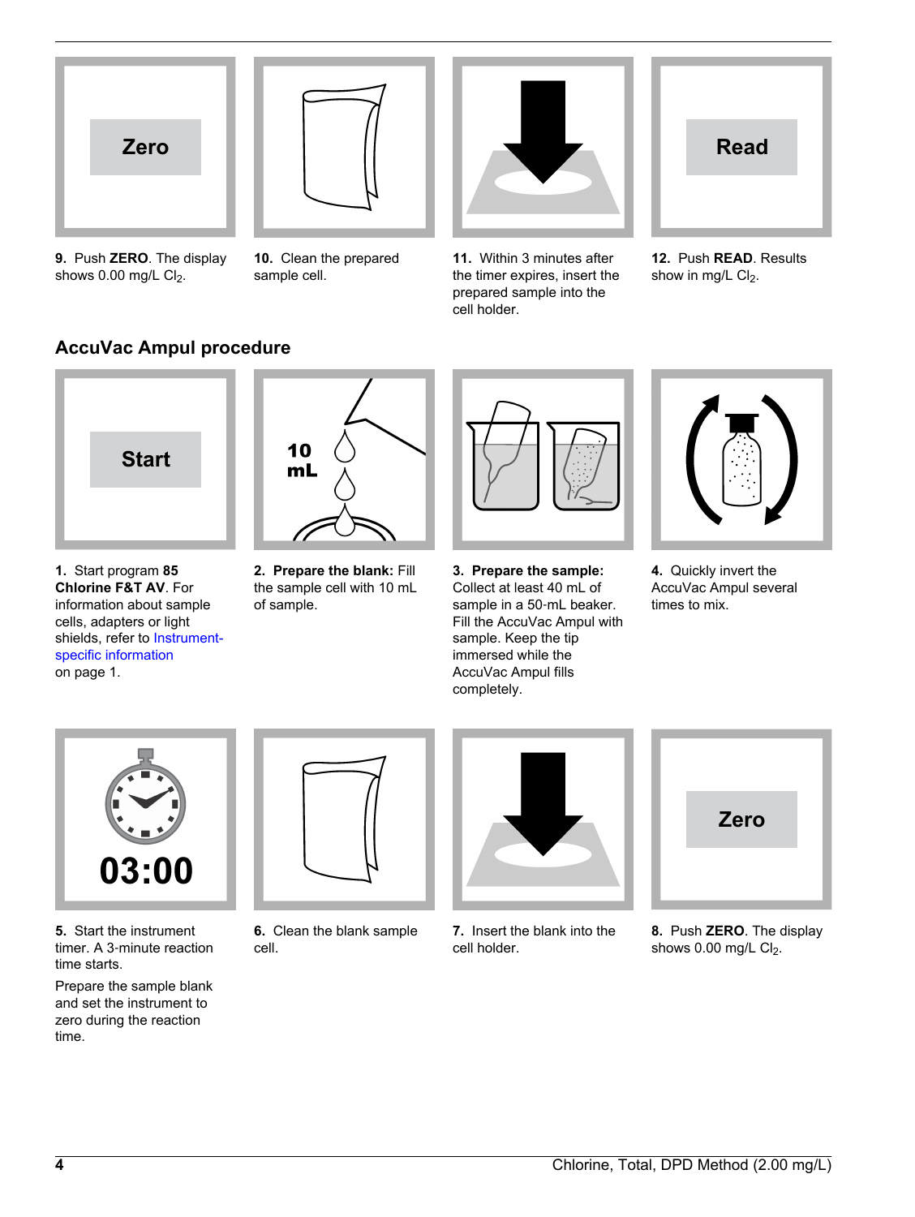**9.** Push **ZERO**. The display shows 0.00 mg/L $Cl_2$.

**10.** Clean the prepared sample cell.

**11.** Within 3 minutes after the timer expires, insert the prepared sample into the cell holder.

**12.** Push **READ**. Results show in mg/L $Cl_2$.

## AccuVac Ampul procedure

**1.** Start program **85 Chlorine F&T AV**. For information about sample cells, adapters or light shields, refer to Instrument-specific information on page 1.

**2. Prepare the blank:** Fill the sample cell with 10 mL of sample.

**3. Prepare the sample:** Collect at least 40 mL of sample in a 50-mL beaker. Fill the AccuVac Ampul with sample. Keep the tip immersed while the AccuVac Ampul fills completely.

**4.** Quickly invert the AccuVac Ampul several times to mix.

**5.** Start the instrument timer. A 3-minute reaction time starts.

Prepare the sample blank and set the instrument to zero during the reaction time.

**6.** Clean the blank sample cell.

**7.** Insert the blank into the cell holder.

**8.** Push **ZERO**. The display shows 0.00 mg/L $Cl_2$.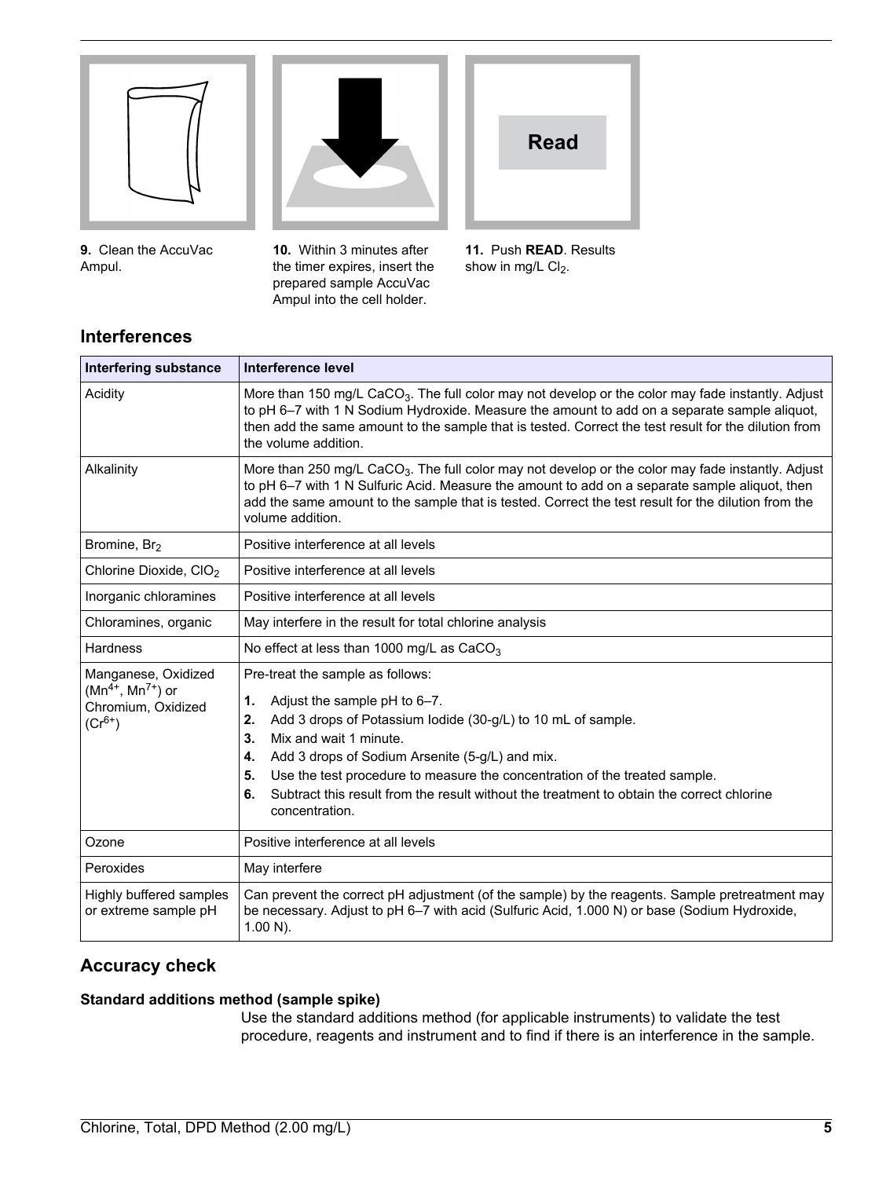9. Clean the AccuVac Ampul.

10. Within 3 minutes after the timer expires, insert the prepared sample AccuVac Ampul into the cell holder.

11. Push **READ**. Results show in mg/L $Cl_2$.

## Interferences

| Interfering substance | Interference level |
|---|---|
| Acidity | More than 150 mg/L $CaCO_3$. The full color may not develop or the color may fade instantly. Adjust to pH 6–7 with 1 N Sodium Hydroxide. Measure the amount to add on a separate sample aliquot, then add the same amount to the sample that is tested. Correct the test result for the dilution from the volume addition. |
| Alkalinity | More than 250 mg/L $CaCO_3$. The full color may not develop or the color may fade instantly. Adjust to pH 6–7 with 1 N Sulfuric Acid. Measure the amount to add on a separate sample aliquot, then add the same amount to the sample that is tested. Correct the test result for the dilution from the volume addition. |
| Bromine, $Br_2$ | Positive interference at all levels |
| Chlorine Dioxide, $ClO_2$ | Positive interference at all levels |
| Inorganic chloramines | Positive interference at all levels |
| Chloramines, organic | May interfere in the result for total chlorine analysis |
| Hardness | No effect at less than 1000 mg/L as $CaCO_3$ |
| Manganese, Oxidized ($Mn^{4+}$, $Mn^{7+}$) or Chromium, Oxidized ($Cr^{6+}$) | Pre-treat the sample as follows: **1.** Adjust the sample pH to 6–7. **2.** Add 3 drops of Potassium Iodide (30-g/L) to 10 mL of sample. **3.** Mix and wait 1 minute. **4.** Add 3 drops of Sodium Arsenite (5-g/L) and mix. **5.** Use the test procedure to measure the concentration of the treated sample. **6.** Subtract this result from the result without the treatment to obtain the correct chlorine concentration. |
| Ozone | Positive interference at all levels |
| Peroxides | May interfere |
| Highly buffered samples or extreme sample pH | Can prevent the correct pH adjustment (of the sample) by the reagents. Sample pretreatment may be necessary. Adjust to pH 6–7 with acid (Sulfuric Acid, 1.000 N) or base (Sodium Hydroxide, 1.00 N). |

## Accuracy check

### Standard additions method (sample spike)

Use the standard additions method (for applicable instruments) to validate the test procedure, reagents and instrument and to find if there is an interference in the sample.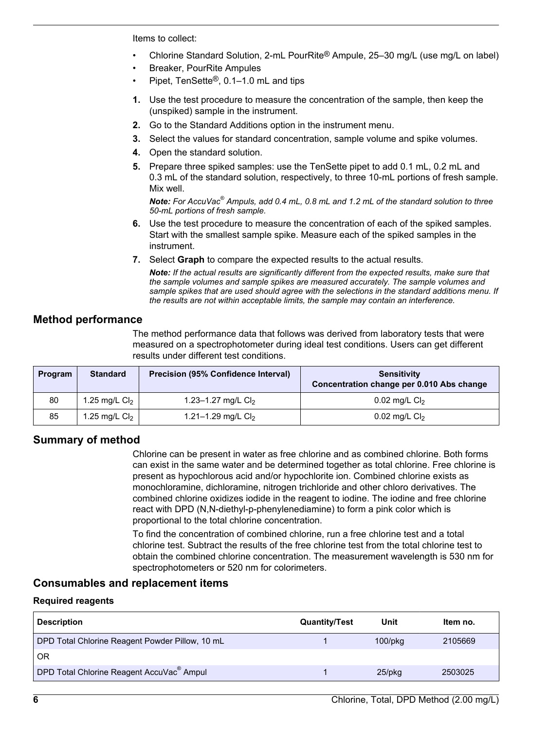Items to collect:

- Chlorine Standard Solution, 2-mL PourRite® Ampule, 25–30 mg/L (use mg/L on label)
- Breaker, PourRite Ampules
- Pipet, TenSette®, 0.1–1.0 mL and tips

1. Use the test procedure to measure the concentration of the sample, then keep the (unspiked) sample in the instrument.
2. Go to the Standard Additions option in the instrument menu.
3. Select the values for standard concentration, sample volume and spike volumes.
4. Open the standard solution.
5. Prepare three spiked samples: use the TenSette pipet to add 0.1 mL, 0.2 mL and 0.3 mL of the standard solution, respectively, to three 10-mL portions of fresh sample. Mix well.

   ***Note:*** *For AccuVac® Ampuls, add 0.4 mL, 0.8 mL and 1.2 mL of the standard solution to three 50-mL portions of fresh sample.*
6. Use the test procedure to measure the concentration of each of the spiked samples. Start with the smallest sample spike. Measure each of the spiked samples in the instrument.
7. Select **Graph** to compare the expected results to the actual results.

   ***Note:*** *If the actual results are significantly different from the expected results, make sure that the sample volumes and sample spikes are measured accurately. The sample volumes and sample spikes that are used should agree with the selections in the standard additions menu. If the results are not within acceptable limits, the sample may contain an interference.*

## Method performance

The method performance data that follows was derived from laboratory tests that were measured on a spectrophotometer during ideal test conditions. Users can get different results under different test conditions.

| Program | Standard | Precision (95% Confidence Interval) | Sensitivity Concentration change per 0.010 Abs change |
|---|---|---|---|
| 80 | 1.25 mg/L $Cl_2$ | 1.23–1.27 mg/L $Cl_2$ | 0.02 mg/L $Cl_2$ |
| 85 | 1.25 mg/L $Cl_2$ | 1.21–1.29 mg/L $Cl_2$ | 0.02 mg/L $Cl_2$ |

## Summary of method

Chlorine can be present in water as free chlorine and as combined chlorine. Both forms can exist in the same water and be determined together as total chlorine. Free chlorine is present as hypochlorous acid and/or hypochlorite ion. Combined chlorine exists as monochloramine, dichloramine, nitrogen trichloride and other chloro derivatives. The combined chlorine oxidizes iodide in the reagent to iodine. The iodine and free chlorine react with DPD (N,N-diethyl-p-phenylenediamine) to form a pink color which is proportional to the total chlorine concentration.

To find the concentration of combined chlorine, run a free chlorine test and a total chlorine test. Subtract the results of the free chlorine test from the total chlorine test to obtain the combined chlorine concentration. The measurement wavelength is 530 nm for spectrophotometers or 520 nm for colorimeters.

## Consumables and replacement items

### Required reagents

| Description | Quantity/Test | Unit | Item no. |
|---|---|---|---|
| DPD Total Chlorine Reagent Powder Pillow, 10 mL | 1 | 100/pkg | 2105669 |
| OR | | | |
| DPD Total Chlorine Reagent AccuVac® Ampul | 1 | 25/pkg | 2503025 |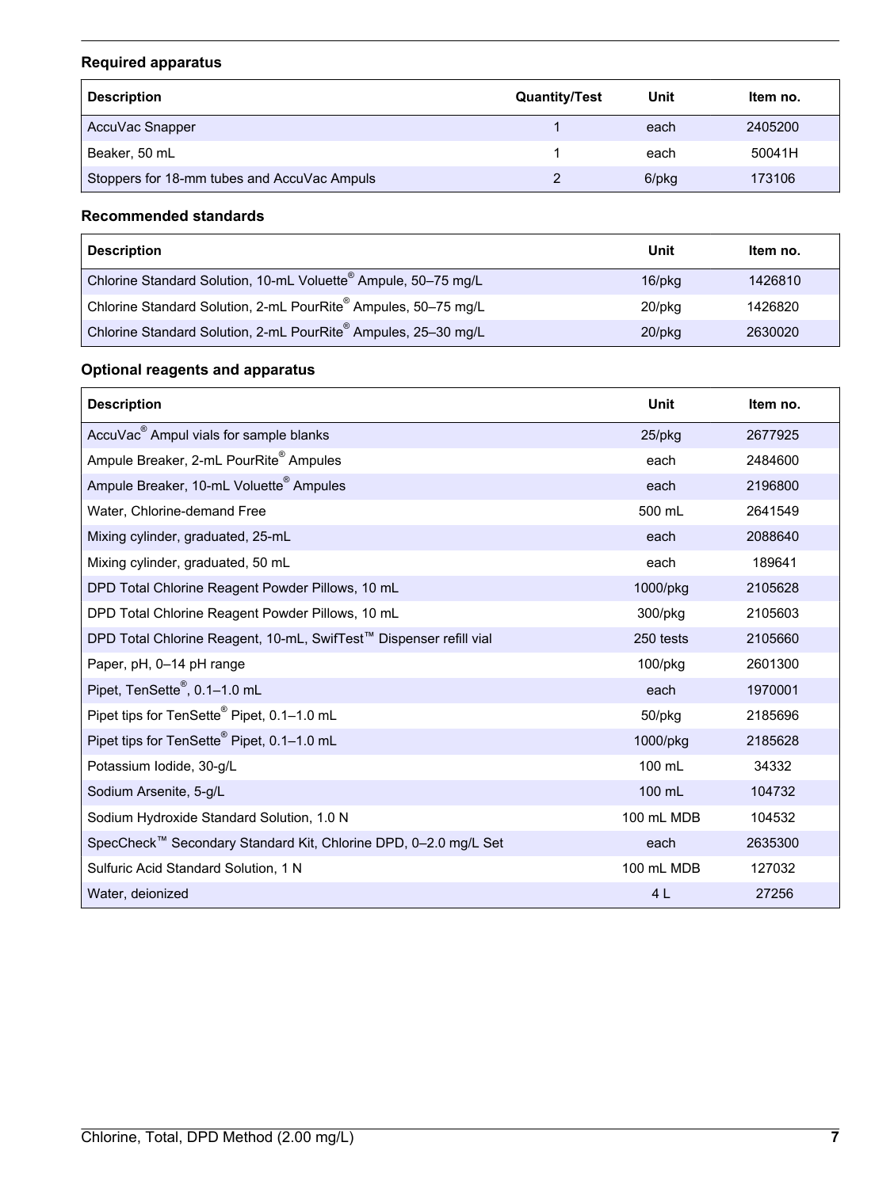### Required apparatus

| Description | Quantity/Test | Unit | Item no. |
|---|---|---|---|
| AccuVac Snapper | 1 | each | 2405200 |
| Beaker, 50 mL | 1 | each | 50041H |
| Stoppers for 18-mm tubes and AccuVac Ampuls | 2 | 6/pkg | 173106 |

### Recommended standards

| Description | Unit | Item no. |
|---|---|---|
| Chlorine Standard Solution, 10-mL Voluette® Ampule, 50–75 mg/L | 16/pkg | 1426810 |
| Chlorine Standard Solution, 2-mL PourRite® Ampules, 50–75 mg/L | 20/pkg | 1426820 |
| Chlorine Standard Solution, 2-mL PourRite® Ampules, 25–30 mg/L | 20/pkg | 2630020 |

### Optional reagents and apparatus

| Description | Unit | Item no. |
|---|---|---|
| AccuVac® Ampul vials for sample blanks | 25/pkg | 2677925 |
| Ampule Breaker, 2-mL PourRite® Ampules | each | 2484600 |
| Ampule Breaker, 10-mL Voluette® Ampules | each | 2196800 |
| Water, Chlorine-demand Free | 500 mL | 2641549 |
| Mixing cylinder, graduated, 25-mL | each | 2088640 |
| Mixing cylinder, graduated, 50 mL | each | 189641 |
| DPD Total Chlorine Reagent Powder Pillows, 10 mL | 1000/pkg | 2105628 |
| DPD Total Chlorine Reagent Powder Pillows, 10 mL | 300/pkg | 2105603 |
| DPD Total Chlorine Reagent, 10-mL, SwifTest™ Dispenser refill vial | 250 tests | 2105660 |
| Paper, pH, 0–14 pH range | 100/pkg | 2601300 |
| Pipet, TenSette®, 0.1–1.0 mL | each | 1970001 |
| Pipet tips for TenSette® Pipet, 0.1–1.0 mL | 50/pkg | 2185696 |
| Pipet tips for TenSette® Pipet, 0.1–1.0 mL | 1000/pkg | 2185628 |
| Potassium Iodide, 30-g/L | 100 mL | 34332 |
| Sodium Arsenite, 5-g/L | 100 mL | 104732 |
| Sodium Hydroxide Standard Solution, 1.0 N | 100 mL MDB | 104532 |
| SpecCheck™ Secondary Standard Kit, Chlorine DPD, 0–2.0 mg/L Set | each | 2635300 |
| Sulfuric Acid Standard Solution, 1 N | 100 mL MDB | 127032 |
| Water, deionized | 4 L | 27256 |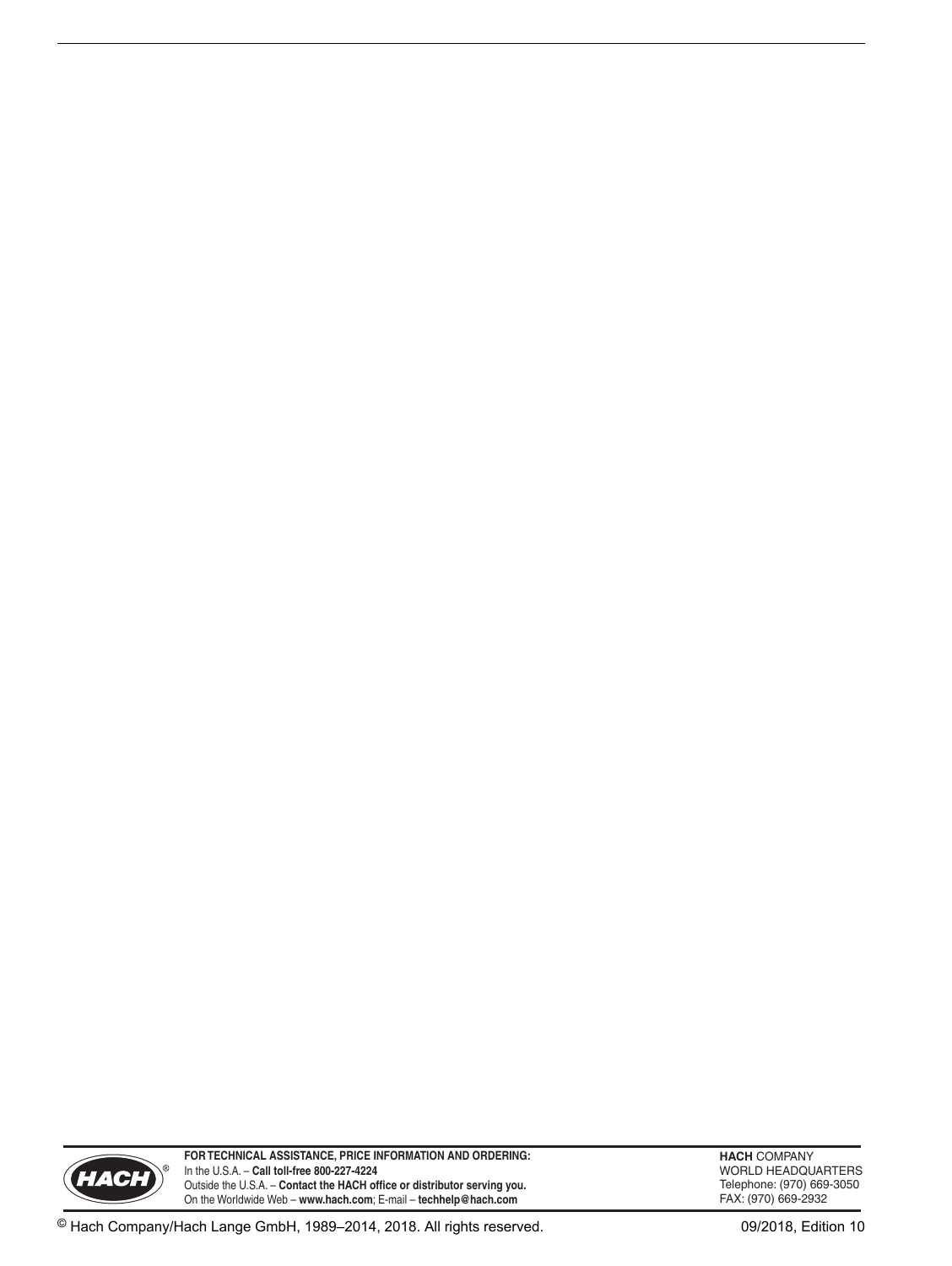**FOR TECHNICAL ASSISTANCE, PRICE INFORMATION AND ORDERING:**
In the U.S.A. – **Call toll-free 800-227-4224**
Outside the U.S.A. – **Contact the HACH office or distributor serving you.**
On the Worldwide Web – **www.hach.com**; E-mail – **techhelp@hach.com**

**HACH** COMPANY
WORLD HEADQUARTERS
Telephone: (970) 669-3050
FAX: (970) 669-2932

© Hach Company/Hach Lange GmbH, 1989–2014, 2018. All rights reserved.

09/2018, Edition 10